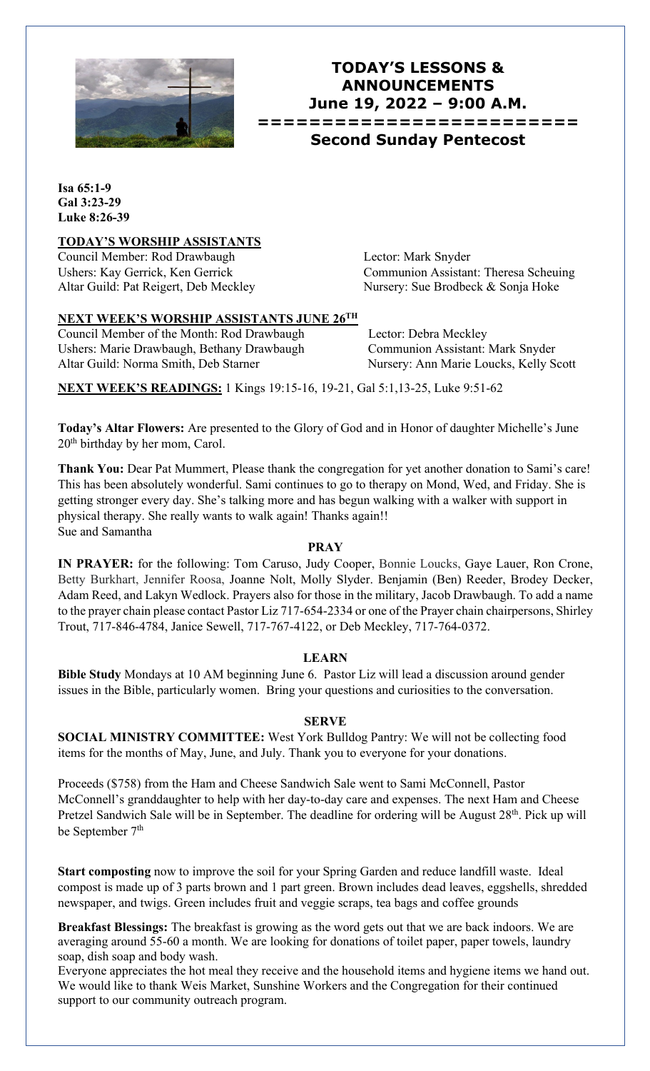# TODAY'S LESSONS & ANNOUNCEMENTS
## June 19, 2022 – 9:00 A.M.
========================
## Second Sunday Pentecost

**Isa 65:1-9**
**Gal 3:23-29**
**Luke 8:26-39**

**TODAY'S WORSHIP ASSISTANTS**

Council Member: Rod Drawbaugh
Ushers: Kay Gerrick, Ken Gerrick
Altar Guild: Pat Reigert, Deb Meckley
Lector: Mark Snyder
Communion Assistant: Theresa Scheuing
Nursery: Sue Brodbeck & Sonja Hoke

**NEXT WEEK'S WORSHIP ASSISTANTS JUNE 26TH**

Council Member of the Month: Rod Drawbaugh
Ushers: Marie Drawbaugh, Bethany Drawbaugh
Altar Guild: Norma Smith, Deb Starner
Lector: Debra Meckley
Communion Assistant: Mark Snyder
Nursery: Ann Marie Loucks, Kelly Scott

**NEXT WEEK'S READINGS:** 1 Kings 19:15-16, 19-21, Gal 5:1,13-25, Luke 9:51-62

**Today's Altar Flowers:** Are presented to the Glory of God and in Honor of daughter Michelle's June 20th birthday by her mom, Carol.

**Thank You:** Dear Pat Mummert, Please thank the congregation for yet another donation to Sami's care! This has been absolutely wonderful. Sami continues to go to therapy on Mond, Wed, and Friday. She is getting stronger every day. She's talking more and has begun walking with a walker with support in physical therapy. She really wants to walk again! Thanks again!!
Sue and Samantha

**PRAY**

**IN PRAYER:** for the following: Tom Caruso, Judy Cooper, Bonnie Loucks, Gaye Lauer, Ron Crone, Betty Burkhart, Jennifer Roosa, Joanne Nolt, Molly Slyder. Benjamin (Ben) Reeder, Brodey Decker, Adam Reed, and Lakyn Wedlock. Prayers also for those in the military, Jacob Drawbaugh. To add a name to the prayer chain please contact Pastor Liz 717-654-2334 or one of the Prayer chain chairpersons, Shirley Trout, 717-846-4784, Janice Sewell, 717-767-4122, or Deb Meckley, 717-764-0372.

**LEARN**

**Bible Study** Mondays at 10 AM beginning June 6. Pastor Liz will lead a discussion around gender issues in the Bible, particularly women. Bring your questions and curiosities to the conversation.

**SERVE**

**SOCIAL MINISTRY COMMITTEE:** West York Bulldog Pantry: We will not be collecting food items for the months of May, June, and July. Thank you to everyone for your donations.

Proceeds ($758) from the Ham and Cheese Sandwich Sale went to Sami McConnell, Pastor McConnell's granddaughter to help with her day-to-day care and expenses. The next Ham and Cheese Pretzel Sandwich Sale will be in September. The deadline for ordering will be August 28th. Pick up will be September 7th

**Start composting** now to improve the soil for your Spring Garden and reduce landfill waste. Ideal compost is made up of 3 parts brown and 1 part green. Brown includes dead leaves, eggshells, shredded newspaper, and twigs. Green includes fruit and veggie scraps, tea bags and coffee grounds

**Breakfast Blessings:** The breakfast is growing as the word gets out that we are back indoors. We are averaging around 55-60 a month. We are looking for donations of toilet paper, paper towels, laundry soap, dish soap and body wash.
Everyone appreciates the hot meal they receive and the household items and hygiene items we hand out. We would like to thank Weis Market, Sunshine Workers and the Congregation for their continued support to our community outreach program.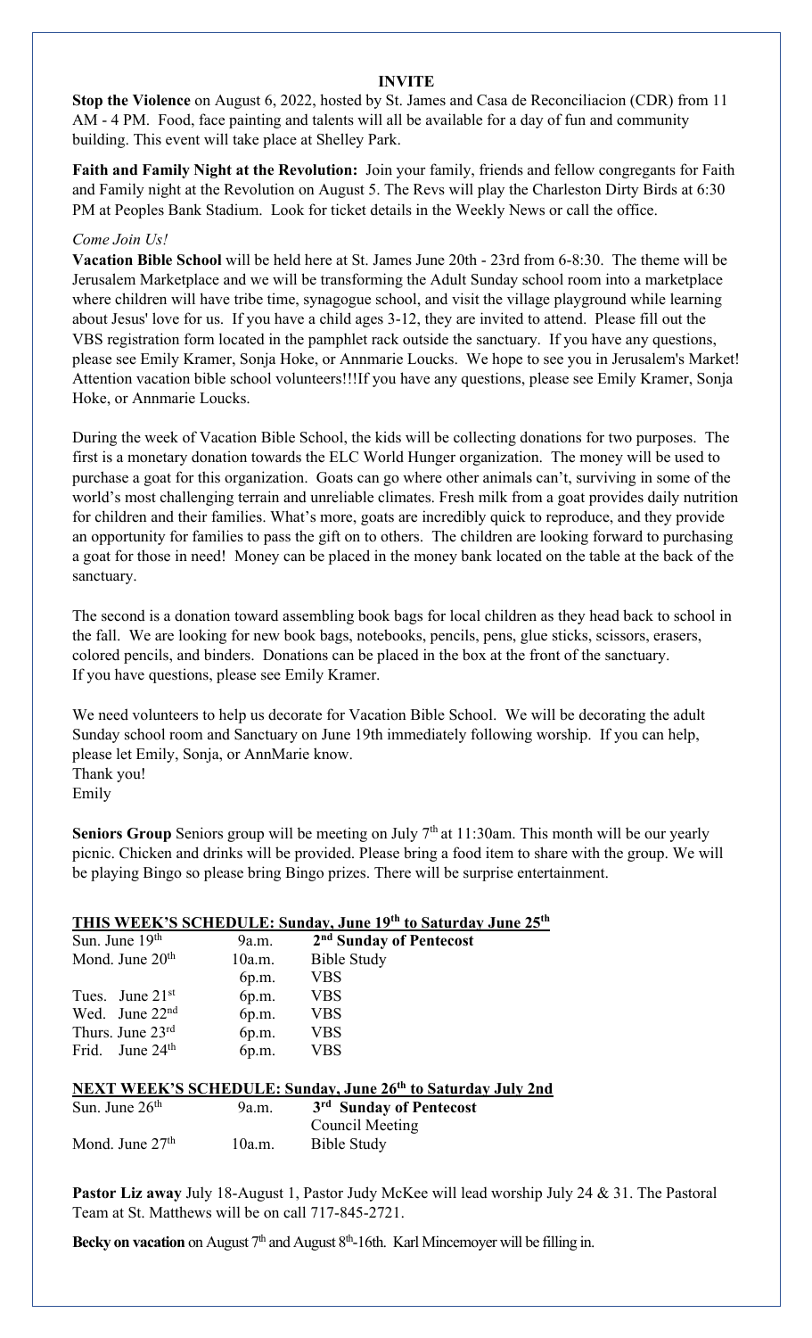## INVITE

**Stop the Violence** on August 6, 2022, hosted by St. James and Casa de Reconciliacion (CDR) from 11 AM - 4 PM. Food, face painting and talents will all be available for a day of fun and community building. This event will take place at Shelley Park.

**Faith and Family Night at the Revolution:** Join your family, friends and fellow congregants for Faith and Family night at the Revolution on August 5. The Revs will play the Charleston Dirty Birds at 6:30 PM at Peoples Bank Stadium. Look for ticket details in the Weekly News or call the office.

*Come Join Us!*

**Vacation Bible School** will be held here at St. James June 20th - 23rd from 6-8:30. The theme will be Jerusalem Marketplace and we will be transforming the Adult Sunday school room into a marketplace where children will have tribe time, synagogue school, and visit the village playground while learning about Jesus' love for us. If you have a child ages 3-12, they are invited to attend. Please fill out the VBS registration form located in the pamphlet rack outside the sanctuary. If you have any questions, please see Emily Kramer, Sonja Hoke, or Annmarie Loucks. We hope to see you in Jerusalem's Market! Attention vacation bible school volunteers!!!If you have any questions, please see Emily Kramer, Sonja Hoke, or Annmarie Loucks.

During the week of Vacation Bible School, the kids will be collecting donations for two purposes. The first is a monetary donation towards the ELC World Hunger organization. The money will be used to purchase a goat for this organization. Goats can go where other animals can't, surviving in some of the world's most challenging terrain and unreliable climates. Fresh milk from a goat provides daily nutrition for children and their families. What's more, goats are incredibly quick to reproduce, and they provide an opportunity for families to pass the gift on to others. The children are looking forward to purchasing a goat for those in need! Money can be placed in the money bank located on the table at the back of the sanctuary.

The second is a donation toward assembling book bags for local children as they head back to school in the fall. We are looking for new book bags, notebooks, pencils, pens, glue sticks, scissors, erasers, colored pencils, and binders. Donations can be placed in the box at the front of the sanctuary.
If you have questions, please see Emily Kramer.

We need volunteers to help us decorate for Vacation Bible School. We will be decorating the adult Sunday school room and Sanctuary on June 19th immediately following worship. If you can help, please let Emily, Sonja, or AnnMarie know.
Thank you!
Emily

**Seniors Group** Seniors group will be meeting on July 7th at 11:30am. This month will be our yearly picnic. Chicken and drinks will be provided. Please bring a food item to share with the group. We will be playing Bingo so please bring Bingo prizes. There will be surprise entertainment.

### THIS WEEK'S SCHEDULE: Sunday, June 19th to Saturday June 25th

| | | |
|---|---|---|
| Sun. June 19th | 9a.m. | **2nd Sunday of Pentecost** |
| Mond. June 20th | 10a.m. | Bible Study |
| | 6p.m. | VBS |
| Tues. June 21st | 6p.m. | VBS |
| Wed. June 22nd | 6p.m. | VBS |
| Thurs. June 23rd | 6p.m. | VBS |
| Frid. June 24th | 6p.m. | VBS |

### NEXT WEEK'S SCHEDULE: Sunday, June 26th to Saturday July 2nd

| | | |
|---|---|---|
| Sun. June 26th | 9a.m. | **3rd Sunday of Pentecost** |
| | | Council Meeting |
| Mond. June 27th | 10a.m. | Bible Study |

**Pastor Liz away** July 18-August 1, Pastor Judy McKee will lead worship July 24 & 31. The Pastoral Team at St. Matthews will be on call 717-845-2721.

**Becky on vacation** on August 7th and August 8th-16th. Karl Mincemoyer will be filling in.